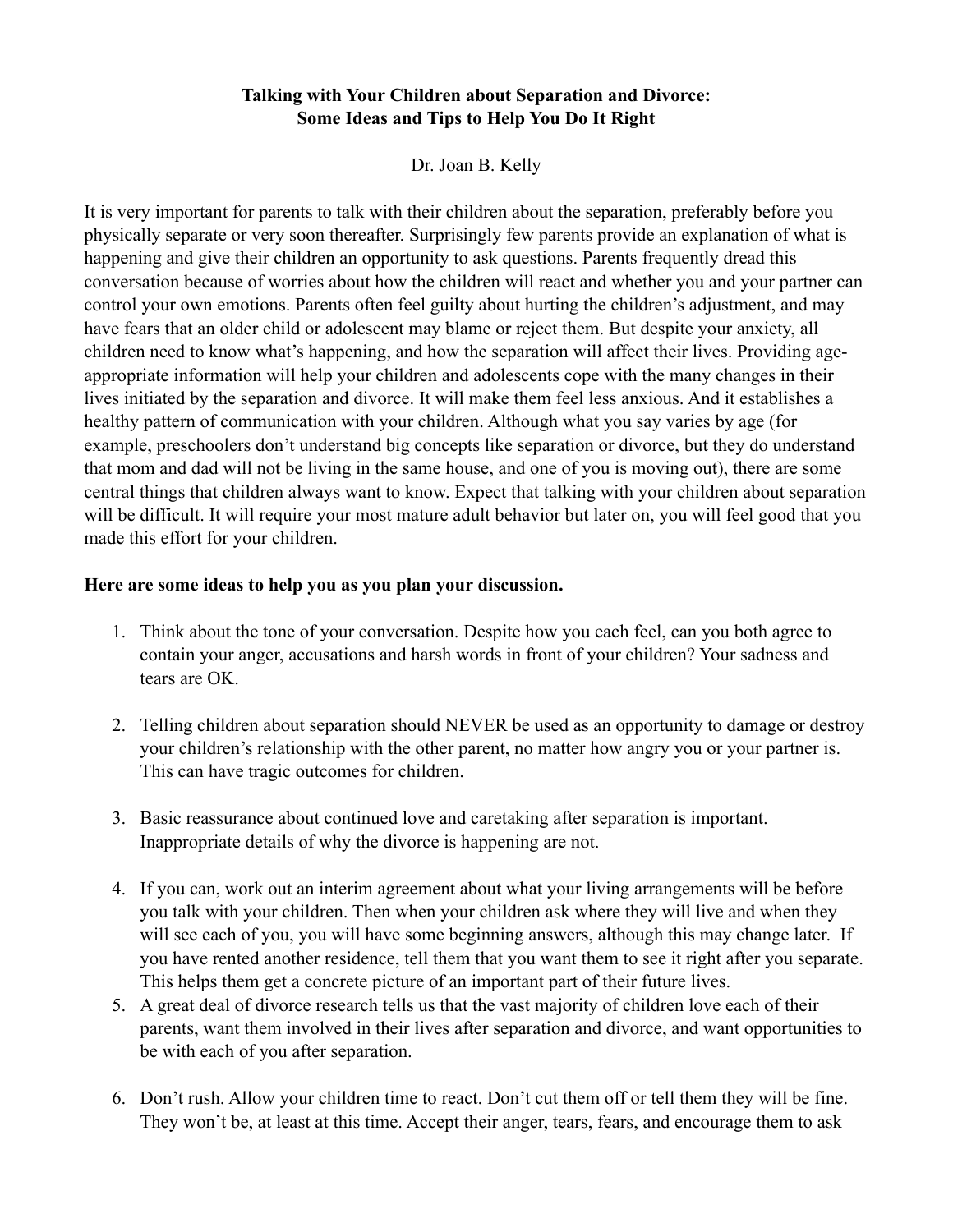# Talking with Your Children about Separation and Divorce: Some Ideas and Tips to Help You Do It Right

Dr. Joan B. Kelly

It is very important for parents to talk with their children about the separation, preferably before you physically separate or very soon thereafter. Surprisingly few parents provide an explanation of what is happening and give their children an opportunity to ask questions. Parents frequently dread this conversation because of worries about how the children will react and whether you and your partner can control your own emotions. Parents often feel guilty about hurting the children's adjustment, and may have fears that an older child or adolescent may blame or reject them. But despite your anxiety, all children need to know what's happening, and how the separation will affect their lives. Providing age-appropriate information will help your children and adolescents cope with the many changes in their lives initiated by the separation and divorce. It will make them feel less anxious. And it establishes a healthy pattern of communication with your children. Although what you say varies by age (for example, preschoolers don't understand big concepts like separation or divorce, but they do understand that mom and dad will not be living in the same house, and one of you is moving out), there are some central things that children always want to know. Expect that talking with your children about separation will be difficult. It will require your most mature adult behavior but later on, you will feel good that you made this effort for your children.

**Here are some ideas to help you as you plan your discussion.**

1. Think about the tone of your conversation. Despite how you each feel, can you both agree to contain your anger, accusations and harsh words in front of your children? Your sadness and tears are OK.

2. Telling children about separation should NEVER be used as an opportunity to damage or destroy your children's relationship with the other parent, no matter how angry you or your partner is. This can have tragic outcomes for children.

3. Basic reassurance about continued love and caretaking after separation is important. Inappropriate details of why the divorce is happening are not.

4. If you can, work out an interim agreement about what your living arrangements will be before you talk with your children. Then when your children ask where they will live and when they will see each of you, you will have some beginning answers, although this may change later. If you have rented another residence, tell them that you want them to see it right after you separate. This helps them get a concrete picture of an important part of their future lives.
5. A great deal of divorce research tells us that the vast majority of children love each of their parents, want them involved in their lives after separation and divorce, and want opportunities to be with each of you after separation.

6. Don't rush. Allow your children time to react. Don't cut them off or tell them they will be fine. They won't be, at least at this time. Accept their anger, tears, fears, and encourage them to ask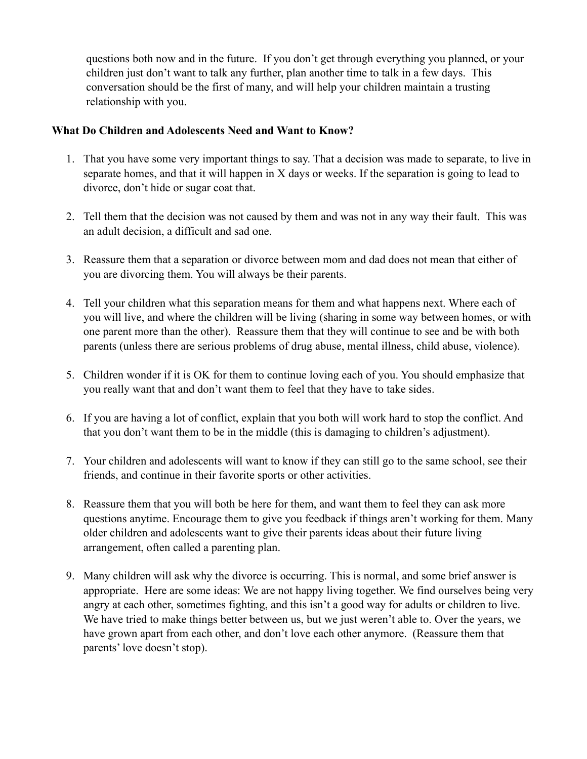questions both now and in the future. If you don't get through everything you planned, or your children just don't want to talk any further, plan another time to talk in a few days. This conversation should be the first of many, and will help your children maintain a trusting relationship with you.

**What Do Children and Adolescents Need and Want to Know?**

1. That you have some very important things to say. That a decision was made to separate, to live in separate homes, and that it will happen in X days or weeks. If the separation is going to lead to divorce, don't hide or sugar coat that.

2. Tell them that the decision was not caused by them and was not in any way their fault. This was an adult decision, a difficult and sad one.

3. Reassure them that a separation or divorce between mom and dad does not mean that either of you are divorcing them. You will always be their parents.

4. Tell your children what this separation means for them and what happens next. Where each of you will live, and where the children will be living (sharing in some way between homes, or with one parent more than the other). Reassure them that they will continue to see and be with both parents (unless there are serious problems of drug abuse, mental illness, child abuse, violence).

5. Children wonder if it is OK for them to continue loving each of you. You should emphasize that you really want that and don't want them to feel that they have to take sides.

6. If you are having a lot of conflict, explain that you both will work hard to stop the conflict. And that you don't want them to be in the middle (this is damaging to children's adjustment).

7. Your children and adolescents will want to know if they can still go to the same school, see their friends, and continue in their favorite sports or other activities.

8. Reassure them that you will both be here for them, and want them to feel they can ask more questions anytime. Encourage them to give you feedback if things aren't working for them. Many older children and adolescents want to give their parents ideas about their future living arrangement, often called a parenting plan.

9. Many children will ask why the divorce is occurring. This is normal, and some brief answer is appropriate. Here are some ideas: We are not happy living together. We find ourselves being very angry at each other, sometimes fighting, and this isn't a good way for adults or children to live. We have tried to make things better between us, but we just weren't able to. Over the years, we have grown apart from each other, and don't love each other anymore. (Reassure them that parents' love doesn't stop).